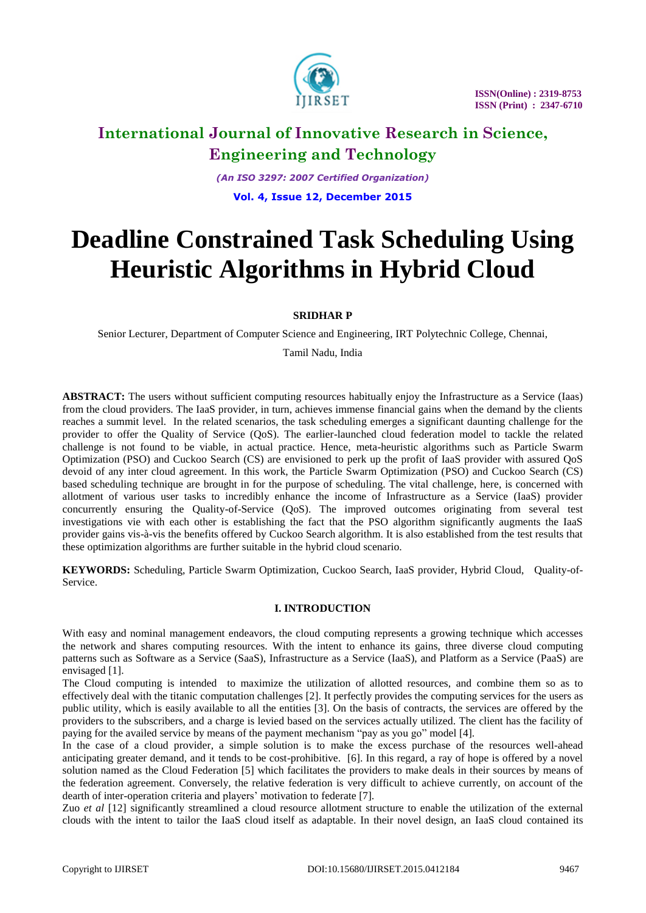# Deadline Constrained Task Scheduling Using Heuristic Algorithms in Hybrid Cloud

**SRIDHAR P**

Senior Lecturer, Department of Computer Science and Engineering, IRT Polytechnic College, Chennai, Tamil Nadu, India

**ABSTRACT:** The users without sufficient computing resources habitually enjoy the Infrastructure as a Service (Iaas) from the cloud providers. The IaaS provider, in turn, achieves immense financial gains when the demand by the clients reaches a summit level. In the related scenarios, the task scheduling emerges a significant daunting challenge for the provider to offer the Quality of Service (QoS). The earlier-launched cloud federation model to tackle the related challenge is not found to be viable, in actual practice. Hence, meta-heuristic algorithms such as Particle Swarm Optimization (PSO) and Cuckoo Search (CS) are envisioned to perk up the profit of IaaS provider with assured QoS devoid of any inter cloud agreement. In this work, the Particle Swarm Optimization (PSO) and Cuckoo Search (CS) based scheduling technique are brought in for the purpose of scheduling. The vital challenge, here, is concerned with allotment of various user tasks to incredibly enhance the income of Infrastructure as a Service (IaaS) provider concurrently ensuring the Quality-of-Service (QoS). The improved outcomes originating from several test investigations vie with each other is establishing the fact that the PSO algorithm significantly augments the IaaS provider gains vis-à-vis the benefits offered by Cuckoo Search algorithm. It is also established from the test results that these optimization algorithms are further suitable in the hybrid cloud scenario.

**KEYWORDS:** Scheduling, Particle Swarm Optimization, Cuckoo Search, IaaS provider, Hybrid Cloud, Quality-of-Service.

## I. INTRODUCTION

With easy and nominal management endeavors, the cloud computing represents a growing technique which accesses the network and shares computing resources. With the intent to enhance its gains, three diverse cloud computing patterns such as Software as a Service (SaaS), Infrastructure as a Service (IaaS), and Platform as a Service (PaaS) are envisaged [1].

The Cloud computing is intended to maximize the utilization of allotted resources, and combine them so as to effectively deal with the titanic computation challenges [2]. It perfectly provides the computing services for the users as public utility, which is easily available to all the entities [3]. On the basis of contracts, the services are offered by the providers to the subscribers, and a charge is levied based on the services actually utilized. The client has the facility of paying for the availed service by means of the payment mechanism "pay as you go" model [4].

In the case of a cloud provider, a simple solution is to make the excess purchase of the resources well-ahead anticipating greater demand, and it tends to be cost-prohibitive. [6]. In this regard, a ray of hope is offered by a novel solution named as the Cloud Federation [5] which facilitates the providers to make deals in their sources by means of the federation agreement. Conversely, the relative federation is very difficult to achieve currently, on account of the dearth of inter-operation criteria and players' motivation to federate [7].

Zuo *et al* [12] significantly streamlined a cloud resource allotment structure to enable the utilization of the external clouds with the intent to tailor the IaaS cloud itself as adaptable. In their novel design, an IaaS cloud contained its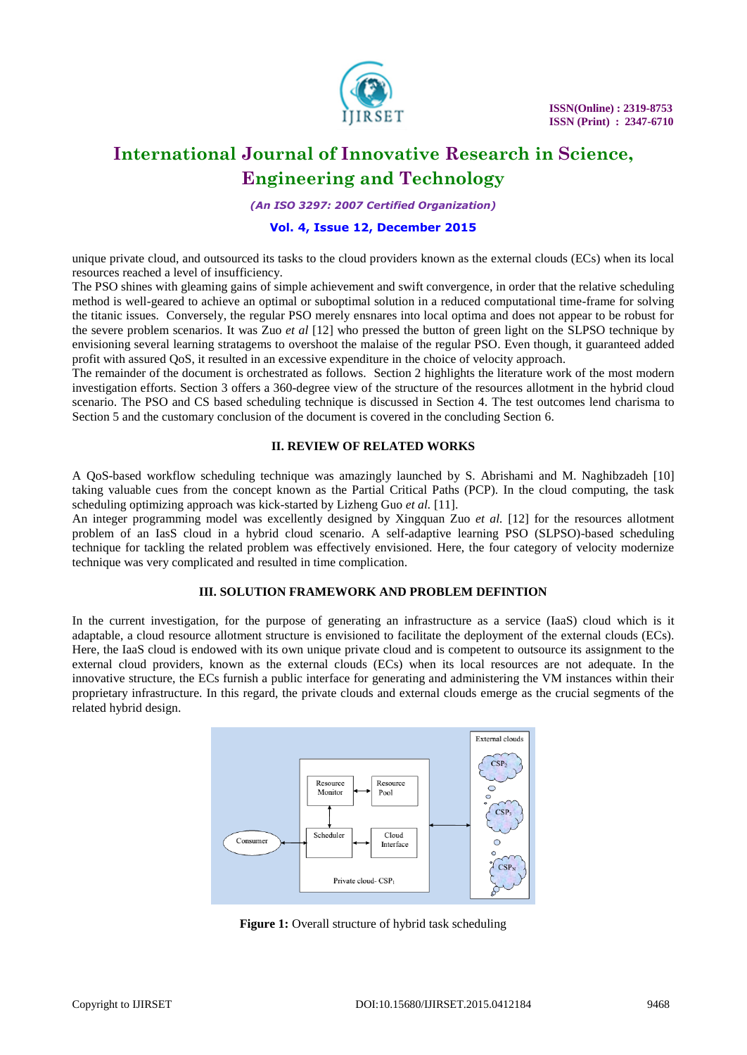unique private cloud, and outsourced its tasks to the cloud providers known as the external clouds (ECs) when its local resources reached a level of insufficiency.

The PSO shines with gleaming gains of simple achievement and swift convergence, in order that the relative scheduling method is well-geared to achieve an optimal or suboptimal solution in a reduced computational time-frame for solving the titanic issues. Conversely, the regular PSO merely ensnares into local optima and does not appear to be robust for the severe problem scenarios. It was Zuo *et al* [12] who pressed the button of green light on the SLPSO technique by envisioning several learning stratagems to overshoot the malaise of the regular PSO. Even though, it guaranteed added profit with assured QoS, it resulted in an excessive expenditure in the choice of velocity approach.

The remainder of the document is orchestrated as follows. Section 2 highlights the literature work of the most modern investigation efforts. Section 3 offers a 360-degree view of the structure of the resources allotment in the hybrid cloud scenario. The PSO and CS based scheduling technique is discussed in Section 4. The test outcomes lend charisma to Section 5 and the customary conclusion of the document is covered in the concluding Section 6.

## II. REVIEW OF RELATED WORKS

A QoS-based workflow scheduling technique was amazingly launched by S. Abrishami and M. Naghibzadeh [10] taking valuable cues from the concept known as the Partial Critical Paths (PCP). In the cloud computing, the task scheduling optimizing approach was kick-started by Lizheng Guo *et al.* [11].

An integer programming model was excellently designed by Xingquan Zuo *et al.* [12] for the resources allotment problem of an IasS cloud in a hybrid cloud scenario. A self-adaptive learning PSO (SLPSO)-based scheduling technique for tackling the related problem was effectively envisioned. Here, the four category of velocity modernize technique was very complicated and resulted in time complication.

## III. SOLUTION FRAMEWORK AND PROBLEM DEFINTION

In the current investigation, for the purpose of generating an infrastructure as a service (IaaS) cloud which is it adaptable, a cloud resource allotment structure is envisioned to facilitate the deployment of the external clouds (ECs). Here, the IaaS cloud is endowed with its own unique private cloud and is competent to outsource its assignment to the external cloud providers, known as the external clouds (ECs) when its local resources are not adequate. In the innovative structure, the ECs furnish a public interface for generating and administering the VM instances within their proprietary infrastructure. In this regard, the private clouds and external clouds emerge as the crucial segments of the related hybrid design.

External clouds
$CSP_2$
$CSP_3$
$CSP_N$
Resource Monitor
Resource Pool
Scheduler
Cloud Interface
Consumer
Private cloud- $CSP_1$

**Figure 1:** Overall structure of hybrid task scheduling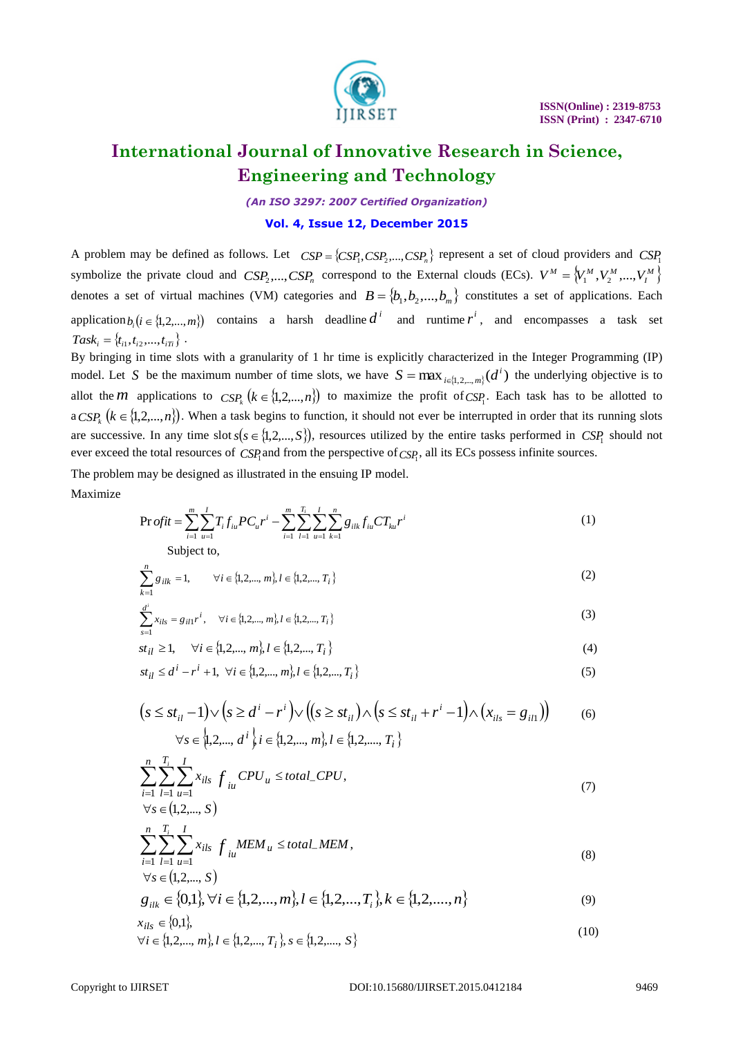A problem may be defined as follows. Let $CSP = \{CSP_1, CSP_2, ..., CSP_n\}$ represent a set of cloud providers and $CSP_1$ symbolize the private cloud and $CSP_2, ..., CSP_n$ correspond to the External clouds (ECs). $V^M = \{V_1^M, V_2^M, ..., V_I^M\}$ denotes a set of virtual machines (VM) categories and $B = \{b_1, b_2, ..., b_m\}$ constitutes a set of applications. Each application $b_i (i \in \{1,2,...,m\})$ contains a harsh deadline $d^i$ and runtime $r^i$, and encompasses a task set $Task_i = \{t_{i1}, t_{i2}, ..., t_{iTi}\}$.

By bringing in time slots with a granularity of 1 hr time is explicitly characterized in the Integer Programming (IP) model. Let $S$ be the maximum number of time slots, we have $S = \max_{i \in \{1,2,...,m\}}(d^i)$ the underlying objective is to allot the $m$ applications to $CSP_k \ (k \in \{1,2,...,n\})$ to maximize the profit of $CSP_1$. Each task has to be allotted to a $CSP_k \ (k \in \{1,2,...,n\})$. When a task begins to function, it should not ever be interrupted in order that its running slots are successive. In any time slot $s(s \in \{1,2,...,S\})$, resources utilized by the entire tasks performed in $CSP_1$ should not ever exceed the total resources of $CSP_1$ and from the perspective of $CSP_1$, all its ECs possess infinite sources.

The problem may be designed as illustrated in the ensuing IP model.

Maximize

$$\Pr ofit = \sum_{i=1}^{m}\sum_{u=1}^{I} T_i f_{iu} PC_u r^i - \sum_{i=1}^{m}\sum_{l=1}^{T_i}\sum_{u=1}^{I}\sum_{k=1}^{n} g_{ilk} f_{iu} CT_{ku} r^i \quad (1)$$

Subject to,

$$\sum_{k=1}^{n} g_{ilk} = 1, \quad \forall i \in \{1,2,...,m\}, l \in \{1,2,...,T_i\} \quad (2)$$

$$\sum_{s=1}^{d^i} x_{ils} = g_{il1} r^i, \quad \forall i \in \{1,2,...,m\}, l \in \{1,2,...,T_i\} \quad (3)$$

$$st_{il} \geq 1, \quad \forall i \in \{1,2,...,m\}, l \in \{1,2,...,T_i\} \quad (4)$$

$$st_{il} \leq d^i - r^i + 1, \quad \forall i \in \{1,2,...,m\}, l \in \{1,2,...,T_i\} \quad (5)$$

$$(s \leq st_{il} - 1) \vee (s \geq d^i - r^i) \vee ((s \geq st_{il}) \wedge (s \leq st_{il} + r^i - 1) \wedge (x_{ils} = g_{il1})) \quad (6)$$
$$\forall s \in \{1,2,..., d^i\}, i \in \{1,2,..., m\}, l \in \{1,2,....., T_i\}$$

$$\sum_{i=1}^{n}\sum_{l=1}^{T_i}\sum_{u=1}^{I} x_{ils} \ f_{iu} CPU_u \leq total\_CPU, \quad \forall s \in (1,2,..., S) \quad (7)$$

$$\sum_{i=1}^{n}\sum_{l=1}^{T_i}\sum_{u=1}^{I} x_{ils} \ f_{iu} MEM_u \leq total\_MEM, \quad \forall s \in (1,2,..., S) \quad (8)$$

$$g_{ilk} \in \{0,1\}, \forall i \in \{1,2,...,m\}, l \in \{1,2,...,T_i\}, k \in \{1,2,....,n\} \quad (9)$$

$$x_{ils} \in \{0,1\}, \quad \forall i \in \{1,2,..., m\}, l \in \{1,2,..., T_i\}, s \in \{1,2,....., S\} \quad (10)$$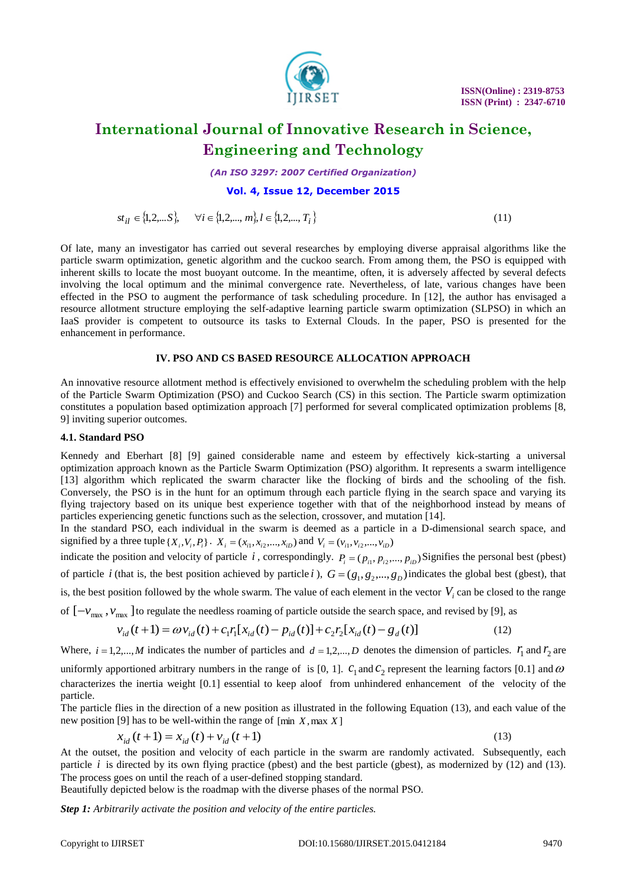$$st_{il} \in \{1,2,...S\}, \quad \forall i \in \{1,2,..., m\}, l \in \{1,2,..., T_i\} \tag{11}$$

Of late, many an investigator has carried out several researches by employing diverse appraisal algorithms like the particle swarm optimization, genetic algorithm and the cuckoo search. From among them, the PSO is equipped with inherent skills to locate the most buoyant outcome. In the meantime, often, it is adversely affected by several defects involving the local optimum and the minimal convergence rate. Nevertheless, of late, various changes have been effected in the PSO to augment the performance of task scheduling procedure. In [12], the author has envisaged a resource allotment structure employing the self-adaptive learning particle swarm optimization (SLPSO) in which an IaaS provider is competent to outsource its tasks to External Clouds. In the paper, PSO is presented for the enhancement in performance.

## IV. PSO AND CS BASED RESOURCE ALLOCATION APPROACH

An innovative resource allotment method is effectively envisioned to overwhelm the scheduling problem with the help of the Particle Swarm Optimization (PSO) and Cuckoo Search (CS) in this section. The Particle swarm optimization constitutes a population based optimization approach [7] performed for several complicated optimization problems [8, 9] inviting superior outcomes.

### 4.1. Standard PSO

Kennedy and Eberhart [8] [9] gained considerable name and esteem by effectively kick-starting a universal optimization approach known as the Particle Swarm Optimization (PSO) algorithm. It represents a swarm intelligence [13] algorithm which replicated the swarm character like the flocking of birds and the schooling of the fish. Conversely, the PSO is in the hunt for an optimum through each particle flying in the search space and varying its flying trajectory based on its unique best experience together with that of the neighborhood instead by means of particles experiencing genetic functions such as the selection, crossover, and mutation [14].

In the standard PSO, each individual in the swarm is deemed as a particle in a D-dimensional search space, and signified by a three tuple $\{X_i, V_i, P_i\}$. $X_i = (x_{i1}, x_{i2},..., x_{iD})$ and $V_i = (v_{i1}, v_{i2},..., v_{iD})$ indicate the position and velocity of particle $i$, correspondingly. $P_i = (p_{i1}, p_{i2},..., p_{iD})$ Signifies the personal best (pbest) of particle $i$ (that is, the best position achieved by particle $i$), $G = (g_1, g_2,..., g_D)$ indicates the global best (gbest), that is, the best position followed by the whole swarm. The value of each element in the vector $V_i$ can be closed to the range of $[-v_{\max}, v_{\max}]$ to regulate the needless roaming of particle outside the search space, and revised by [9], as

$$v_{id}(t+1) = \omega v_{id}(t) + c_1 r_1 [x_{id}(t) - p_{id}(t)] + c_2 r_2 [x_{id}(t) - g_d(t)] \tag{12}$$

Where, $i = 1,2,..., M$ indicates the number of particles and $d = 1,2,..., D$ denotes the dimension of particles. $r_1$ and $r_2$ are uniformly apportioned arbitrary numbers in the range of is [0, 1]. $c_1$ and $c_2$ represent the learning factors [0.1] and $\omega$ characterizes the inertia weight [0.1] essential to keep aloof from unhindered enhancement of the velocity of the particle.

The particle flies in the direction of a new position as illustrated in the following Equation (13), and each value of the new position [9] has to be well-within the range of $[\min X, \max X]$

$$x_{id}(t+1) = x_{id}(t) + v_{id}(t+1) \tag{13}$$

At the outset, the position and velocity of each particle in the swarm are randomly activated. Subsequently, each particle $i$ is directed by its own flying practice (pbest) and the best particle (gbest), as modernized by (12) and (13). The process goes on until the reach of a user-defined stopping standard.

Beautifully depicted below is the roadmap with the diverse phases of the normal PSO.

***Step 1:*** *Arbitrarily activate the position and velocity of the entire particles.*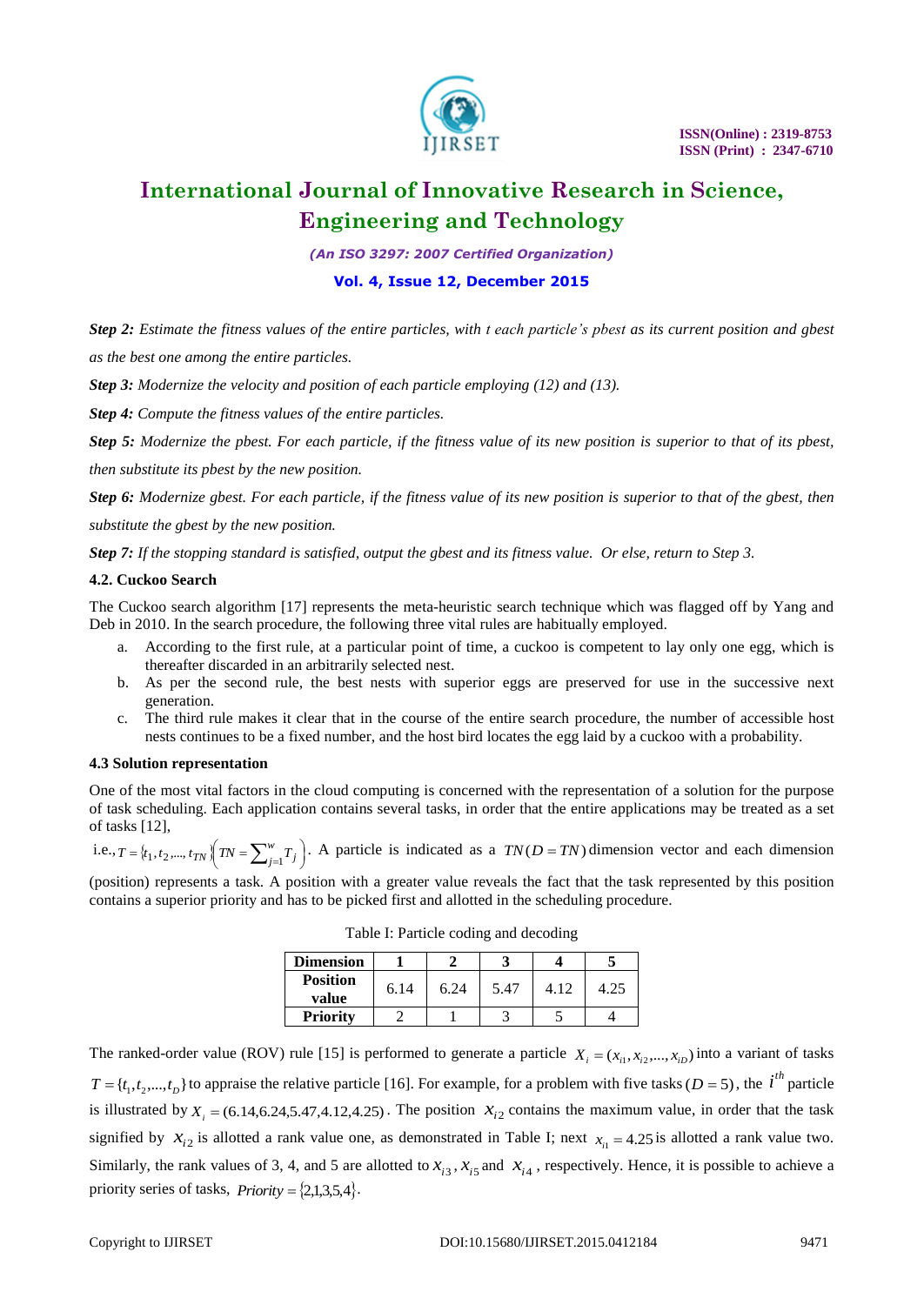***Step 2:*** *Estimate the fitness values of the entire particles, with t each particle's pbest as its current position and gbest as the best one among the entire particles.*

***Step 3:*** *Modernize the velocity and position of each particle employing (12) and (13).*

***Step 4:*** *Compute the fitness values of the entire particles.*

***Step 5:*** *Modernize the pbest. For each particle, if the fitness value of its new position is superior to that of its pbest, then substitute its pbest by the new position.*

***Step 6:*** *Modernize gbest. For each particle, if the fitness value of its new position is superior to that of the gbest, then substitute the gbest by the new position.*

***Step 7:*** *If the stopping standard is satisfied, output the gbest and its fitness value. Or else, return to Step 3.*

### 4.2. Cuckoo Search

The Cuckoo search algorithm [17] represents the meta-heuristic search technique which was flagged off by Yang and Deb in 2010. In the search procedure, the following three vital rules are habitually employed.

a. According to the first rule, at a particular point of time, a cuckoo is competent to lay only one egg, which is thereafter discarded in an arbitrarily selected nest.
b. As per the second rule, the best nests with superior eggs are preserved for use in the successive next generation.
c. The third rule makes it clear that in the course of the entire search procedure, the number of accessible host nests continues to be a fixed number, and the host bird locates the egg laid by a cuckoo with a probability.

### 4.3 Solution representation

One of the most vital factors in the cloud computing is concerned with the representation of a solution for the purpose of task scheduling. Each application contains several tasks, in order that the entire applications may be treated as a set of tasks [12],

i.e., $T = \{t_1, t_2, ..., t_{TN}\} \left( TN = \sum_{j=1}^{w} T_j \right)$. A particle is indicated as a $TN (D = TN)$ dimension vector and each dimension (position) represents a task. A position with a greater value reveals the fact that the task represented by this position contains a superior priority and has to be picked first and allotted in the scheduling procedure.

Table I: Particle coding and decoding

| Dimension | 1 | 2 | 3 | 4 | 5 |
|---|---|---|---|---|---|
| Position value | 6.14 | 6.24 | 5.47 | 4.12 | 4.25 |
| Priority | 2 | 1 | 3 | 5 | 4 |

The ranked-order value (ROV) rule [15] is performed to generate a particle $X_i = (x_{i1}, x_{i2}, ..., x_{iD})$ into a variant of tasks $T = \{t_1, t_2, ..., t_D\}$ to appraise the relative particle [16]. For example, for a problem with five tasks $(D = 5)$, the $i^{th}$ particle is illustrated by $X_i = (6.14, 6.24, 5.47, 4.12, 4.25)$. The position $x_{i2}$ contains the maximum value, in order that the task signified by $x_{i2}$ is allotted a rank value one, as demonstrated in Table I; next $x_{i1} = 4.25$ is allotted a rank value two. Similarly, the rank values of 3, 4, and 5 are allotted to $x_{i3}$, $x_{i5}$ and $x_{i4}$, respectively. Hence, it is possible to achieve a priority series of tasks, $Priority = \{2,1,3,5,4\}$.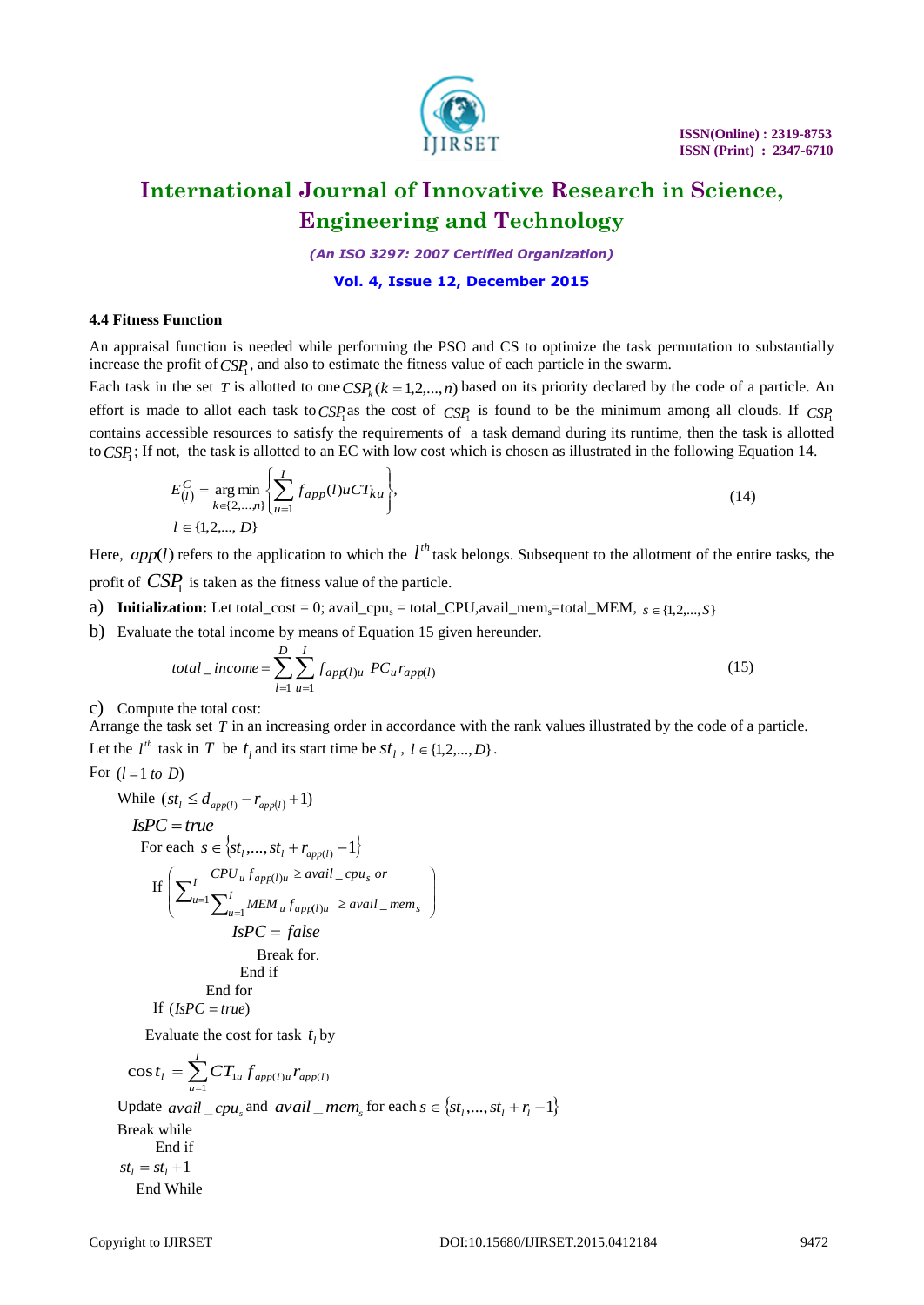### 4.4 Fitness Function

An appraisal function is needed while performing the PSO and CS to optimize the task permutation to substantially increase the profit of $CSP_1$, and also to estimate the fitness value of each particle in the swarm.

Each task in the set $T$ is allotted to one $CSP_k (k = 1,2,...,n)$ based on its priority declared by the code of a particle. An effort is made to allot each task to $CSP_1$ as the cost of $CSP_1$ is found to be the minimum among all clouds. If $CSP_1$ contains accessible resources to satisfy the requirements of a task demand during its runtime, then the task is allotted to $CSP_1$; If not, the task is allotted to an EC with low cost which is chosen as illustrated in the following Equation 14.

$$E^C_{(l)} = \arg\min_{k \in \{2,...,n\}} \left\{ \sum_{u=1}^{I} f_{app}(l) u CT_{ku} \right\}, \quad (14)$$
$$l \in \{1,2,..., D\}$$

Here, $app(l)$ refers to the application to which the $l^{th}$ task belongs. Subsequent to the allotment of the entire tasks, the profit of $CSP_1$ is taken as the fitness value of the particle.

a) **Initialization:** Let total_cost = 0; avail_cpu$_s$ = total_CPU,avail_mem$_s$=total_MEM, $s \in \{1,2,..., S\}$

b) Evaluate the total income by means of Equation 15 given hereunder.

$$total\_income = \sum_{l=1}^{D} \sum_{u=1}^{I} f_{app(l)u} \; PC_u r_{app(l)} \quad (15)$$

c) Compute the total cost:

Arrange the task set $T$ in an increasing order in accordance with the rank values illustrated by the code of a particle.

Let the $l^{th}$ task in $T$ be $t_l$ and its start time be $st_l$ , $l \in \{1,2,..., D\}$.

For $(l = 1 \; to \; D)$

While $(st_l \leq d_{app(l)} - r_{app(l)} + 1)$

$IsPC = true$

For each $s \in \{st_l,..., st_l + r_{app(l)} - 1\}$

If $\left( \sum_{u=1}^{I} CPU_u f_{app(l)u} \geq avail\_cpu_s \; or \; \sum_{u=1}^{I} MEM_u f_{app(l)u} \geq avail\_mem_s \right)$

$IsPC = false$

Break for.

End if

End for

If $(IsPC = true)$

Evaluate the cost for task $t_l$ by

$$\cos t_l = \sum_{u=1}^{I} CT_{1u} f_{app(l)u} r_{app(l)}$$

Update $avail\_cpu_s$ and $avail\_mem_s$ for each $s \in \{st_l,..., st_l + r_l - 1\}$

Break while

End if

$st_l = st_l + 1$

End While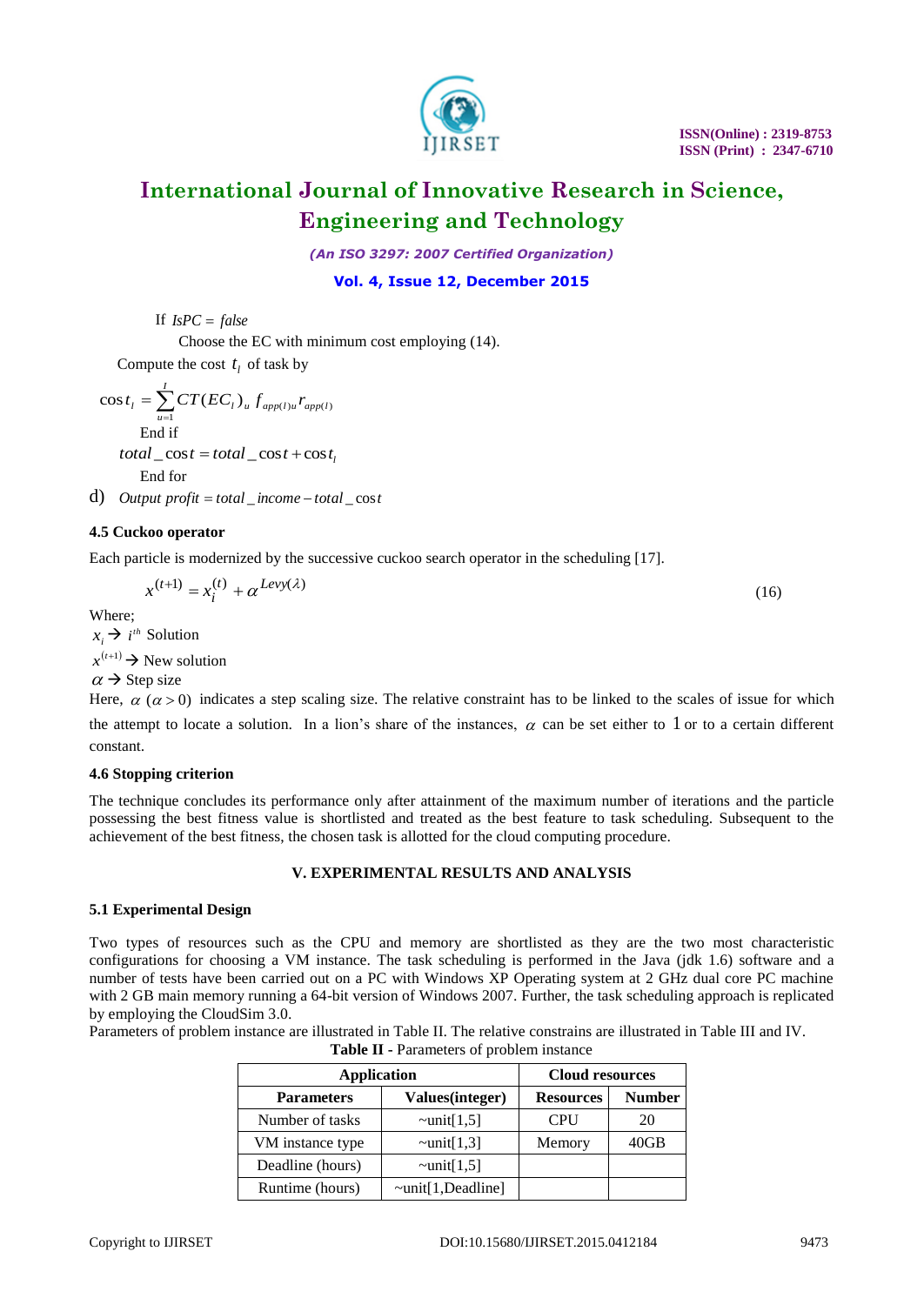If $IsPC = false$

Choose the EC with minimum cost employing (14).

Compute the cost $t_l$ of task by

$$\cos t_l = \sum_{u=1}^{I} CT(EC_l)_u \, f_{app(l)u} r_{app(l)}$$

End if

$total\_\cos t = total\_\cos t + \cos t_l$

End for

d) $Output\ profit = total\_income - total\_\cos t$

### 4.5 Cuckoo operator

Each particle is modernized by the successive cuckoo search operator in the scheduling [17].

$$x^{(t+1)} = x_i^{(t)} + \alpha^{Levy(\lambda)} \tag{16}$$

Where;

$x_i \rightarrow i^{th}$ Solution

$x^{(t+1)} \rightarrow$ New solution

$\alpha \rightarrow$ Step size

Here, $\alpha$ $(\alpha > 0)$ indicates a step scaling size. The relative constraint has to be linked to the scales of issue for which the attempt to locate a solution. In a lion's share of the instances, $\alpha$ can be set either to 1 or to a certain different constant.

### 4.6 Stopping criterion

The technique concludes its performance only after attainment of the maximum number of iterations and the particle possessing the best fitness value is shortlisted and treated as the best feature to task scheduling. Subsequent to the achievement of the best fitness, the chosen task is allotted for the cloud computing procedure.

## V. EXPERIMENTAL RESULTS AND ANALYSIS

### 5.1 Experimental Design

Two types of resources such as the CPU and memory are shortlisted as they are the two most characteristic configurations for choosing a VM instance. The task scheduling is performed in the Java (jdk 1.6) software and a number of tests have been carried out on a PC with Windows XP Operating system at 2 GHz dual core PC machine with 2 GB main memory running a 64-bit version of Windows 2007. Further, the task scheduling approach is replicated by employing the CloudSim 3.0.

Parameters of problem instance are illustrated in Table II. The relative constrains are illustrated in Table III and IV.

**Table II** - Parameters of problem instance

| Application | | Cloud resources | |
|---|---|---|---|
| **Parameters** | **Values(integer)** | **Resources** | **Number** |
| Number of tasks | ~unit[1,5] | CPU | 20 |
| VM instance type | ~unit[1,3] | Memory | 40GB |
| Deadline (hours) | ~unit[1,5] | | |
| Runtime (hours) | ~unit[1,Deadline] | | |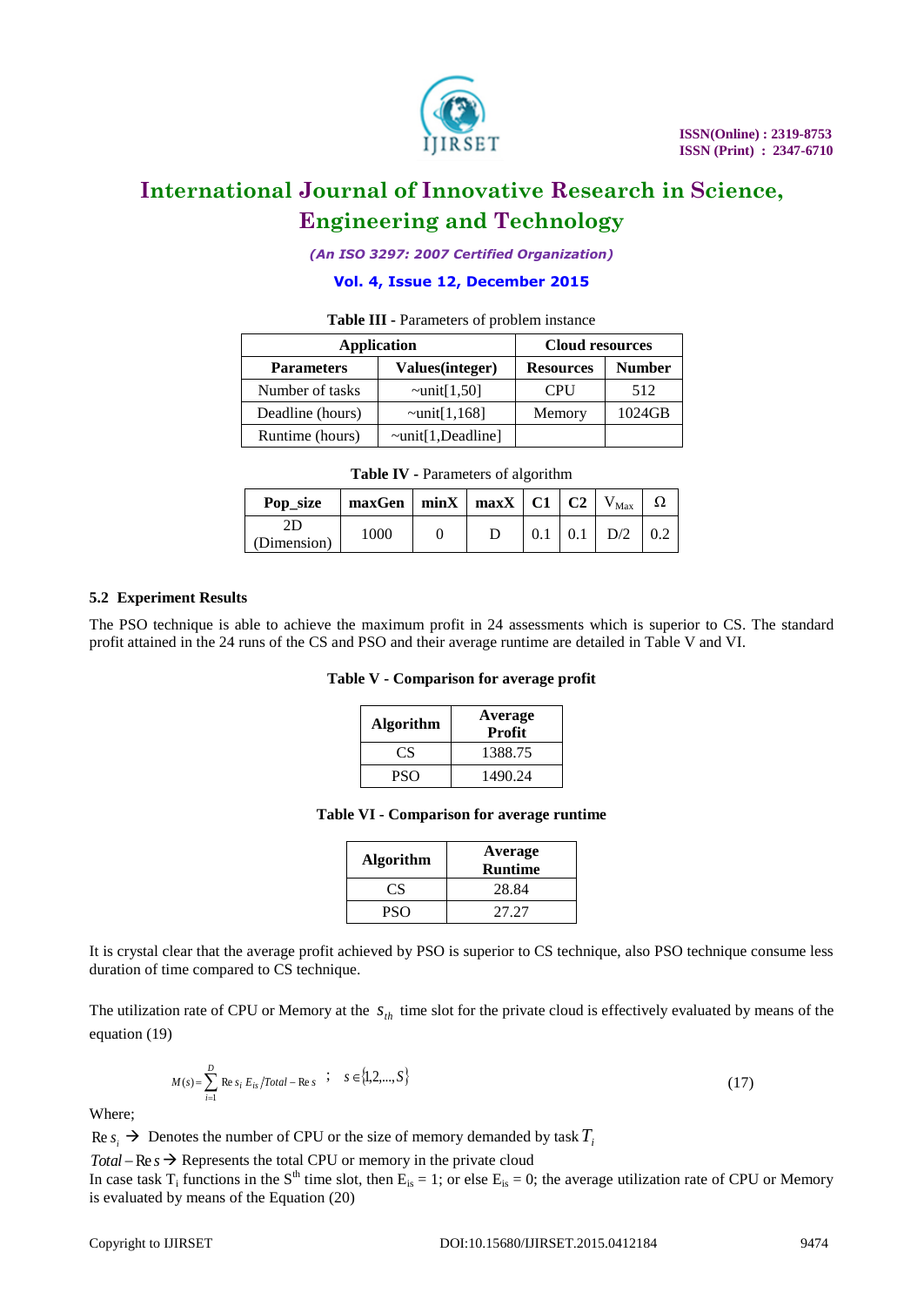**Table III** - Parameters of problem instance

| Application | | Cloud resources | |
|---|---|---|---|
| **Parameters** | **Values(integer)** | **Resources** | **Number** |
| Number of tasks | ~unit[1,50] | CPU | 512 |
| Deadline (hours) | ~unit[1,168] | Memory | 1024GB |
| Runtime (hours) | ~unit[1,Deadline] | | |

**Table IV** - Parameters of algorithm

| Pop_size | maxGen | minX | maxX | C1 | C2 | $V_{Max}$ | Ω |
|---|---|---|---|---|---|---|---|
| 2D (Dimension) | 1000 | 0 | D | 0.1 | 0.1 | D/2 | 0.2 |

### 5.2 Experiment Results

The PSO technique is able to achieve the maximum profit in 24 assessments which is superior to CS. The standard profit attained in the 24 runs of the CS and PSO and their average runtime are detailed in Table V and VI.

**Table V - Comparison for average profit**

| Algorithm | Average Profit |
|---|---|
| CS | 1388.75 |
| PSO | 1490.24 |

**Table VI - Comparison for average runtime**

| Algorithm | Average Runtime |
|---|---|
| CS | 28.84 |
| PSO | 27.27 |

It is crystal clear that the average profit achieved by PSO is superior to CS technique, also PSO technique consume less duration of time compared to CS technique.

The utilization rate of CPU or Memory at the $s_{th}$ time slot for the private cloud is effectively evaluated by means of the equation (19)

$$M(s) = \sum_{i=1}^{D} \mathrm{Re}\, s_i \, E_{is} / Total - \mathrm{Re}\, s \quad ; \quad s \in \{1,2,...,S\} \tag{17}$$

Where;

$\mathrm{Re}\, s_i$ → Denotes the number of CPU or the size of memory demanded by task $T_i$

$Total - \mathrm{Re}\, s$ → Represents the total CPU or memory in the private cloud

In case task $T_i$ functions in the $S^{th}$ time slot, then $E_{is} = 1$; or else $E_{is} = 0$; the average utilization rate of CPU or Memory is evaluated by means of the Equation (20)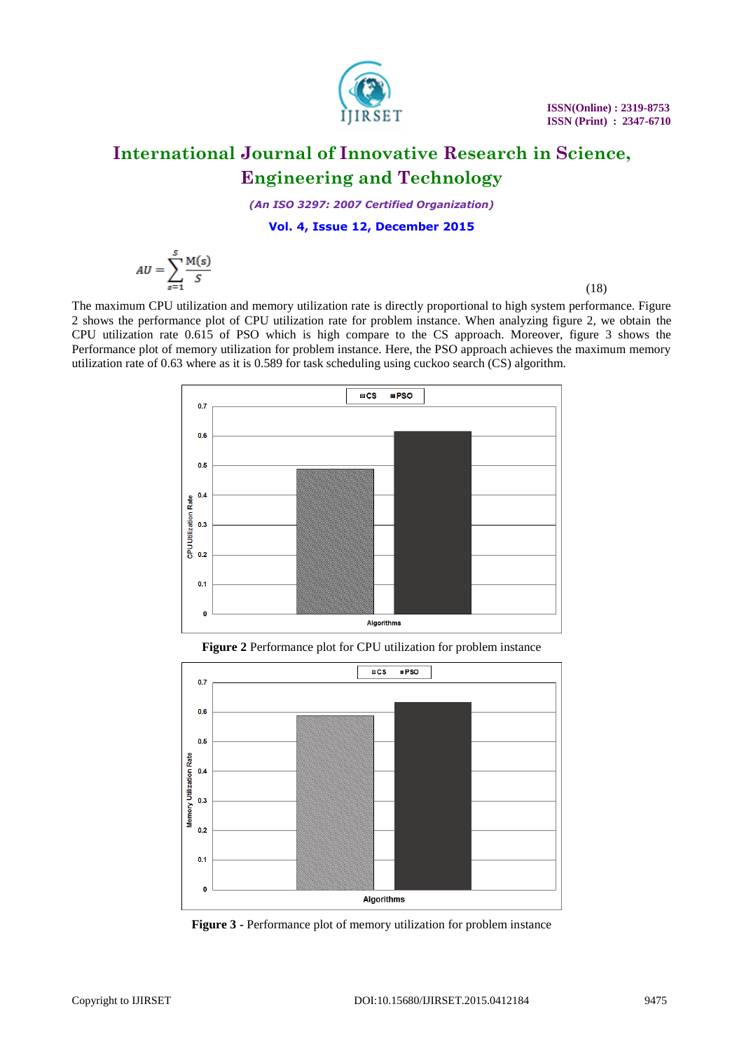$$AU = \sum_{s=1}^{S} \frac{M(s)}{S} \tag{18}$$

The maximum CPU utilization and memory utilization rate is directly proportional to high system performance. Figure 2 shows the performance plot of CPU utilization rate for problem instance. When analyzing figure 2, we obtain the CPU utilization rate 0.615 of PSO which is high compare to the CS approach. Moreover, figure 3 shows the Performance plot of memory utilization for problem instance. Here, the PSO approach achieves the maximum memory utilization rate of 0.63 where as it is 0.589 for task scheduling using cuckoo search (CS) algorithm.

CS
PSO
0.7
0.6
0.5
0.4
0.3
0.2
0.1
0
CPU Utilization Rate
Algorithms

**Figure 2** Performance plot for CPU utilization for problem instance

CS
PSO
0.7
0.6
0.5
0.4
0.3
0.2
0.1
0
Memory Utilization Rate
Algorithms

**Figure 3 -** Performance plot of memory utilization for problem instance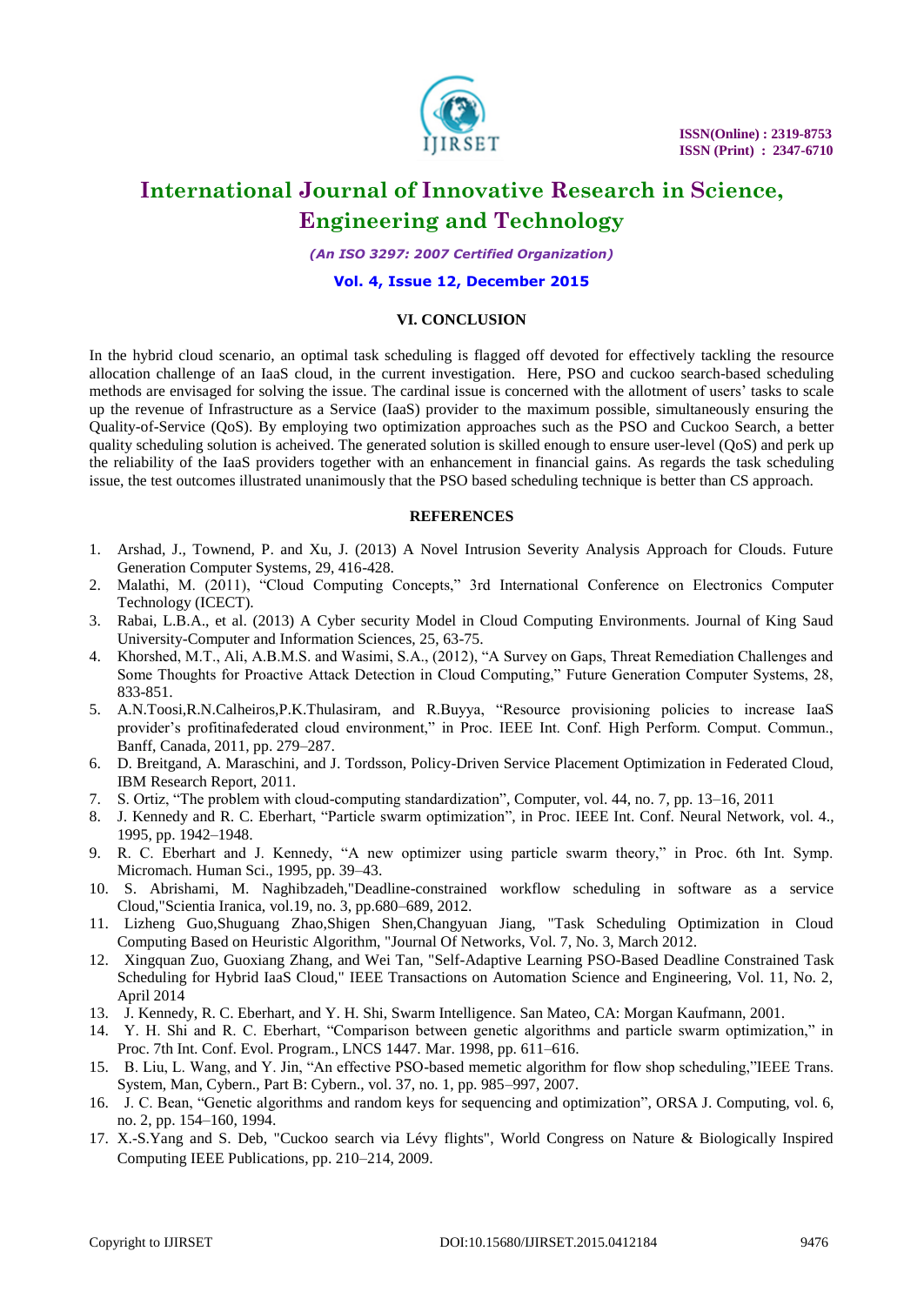## VI. CONCLUSION

In the hybrid cloud scenario, an optimal task scheduling is flagged off devoted for effectively tackling the resource allocation challenge of an IaaS cloud, in the current investigation. Here, PSO and cuckoo search-based scheduling methods are envisaged for solving the issue. The cardinal issue is concerned with the allotment of users' tasks to scale up the revenue of Infrastructure as a Service (IaaS) provider to the maximum possible, simultaneously ensuring the Quality-of-Service (QoS). By employing two optimization approaches such as the PSO and Cuckoo Search, a better quality scheduling solution is acheived. The generated solution is skilled enough to ensure user-level (QoS) and perk up the reliability of the IaaS providers together with an enhancement in financial gains. As regards the task scheduling issue, the test outcomes illustrated unanimously that the PSO based scheduling technique is better than CS approach.

## REFERENCES

1. Arshad, J., Townend, P. and Xu, J. (2013) A Novel Intrusion Severity Analysis Approach for Clouds. Future Generation Computer Systems, 29, 416-428.
2. Malathi, M. (2011), "Cloud Computing Concepts," 3rd International Conference on Electronics Computer Technology (ICECT).
3. Rabai, L.B.A., et al. (2013) A Cyber security Model in Cloud Computing Environments. Journal of King Saud University-Computer and Information Sciences, 25, 63-75.
4. Khorshed, M.T., Ali, A.B.M.S. and Wasimi, S.A., (2012), "A Survey on Gaps, Threat Remediation Challenges and Some Thoughts for Proactive Attack Detection in Cloud Computing," Future Generation Computer Systems, 28, 833-851.
5. A.N.Toosi,R.N.Calheiros,P.K.Thulasiram, and R.Buyya, "Resource provisioning policies to increase IaaS provider's profitinafederated cloud environment," in Proc. IEEE Int. Conf. High Perform. Comput. Commun., Banff, Canada, 2011, pp. 279–287.
6. D. Breitgand, A. Maraschini, and J. Tordsson, Policy-Driven Service Placement Optimization in Federated Cloud, IBM Research Report, 2011.
7. S. Ortiz, "The problem with cloud-computing standardization", Computer, vol. 44, no. 7, pp. 13–16, 2011
8. J. Kennedy and R. C. Eberhart, "Particle swarm optimization", in Proc. IEEE Int. Conf. Neural Network, vol. 4., 1995, pp. 1942–1948.
9. R. C. Eberhart and J. Kennedy, "A new optimizer using particle swarm theory," in Proc. 6th Int. Symp. Micromach. Human Sci., 1995, pp. 39–43.
10. S. Abrishami, M. Naghibzadeh,"Deadline-constrained workflow scheduling in software as a service Cloud,"Scientia Iranica, vol.19, no. 3, pp.680–689, 2012.
11. Lizheng Guo,Shuguang Zhao,Shigen Shen,Changyuan Jiang, "Task Scheduling Optimization in Cloud Computing Based on Heuristic Algorithm, "Journal Of Networks, Vol. 7, No. 3, March 2012.
12. Xingquan Zuo, Guoxiang Zhang, and Wei Tan, "Self-Adaptive Learning PSO-Based Deadline Constrained Task Scheduling for Hybrid IaaS Cloud," IEEE Transactions on Automation Science and Engineering, Vol. 11, No. 2, April 2014
13. J. Kennedy, R. C. Eberhart, and Y. H. Shi, Swarm Intelligence. San Mateo, CA: Morgan Kaufmann, 2001.
14. Y. H. Shi and R. C. Eberhart, "Comparison between genetic algorithms and particle swarm optimization," in Proc. 7th Int. Conf. Evol. Program., LNCS 1447. Mar. 1998, pp. 611–616.
15. B. Liu, L. Wang, and Y. Jin, "An effective PSO-based memetic algorithm for flow shop scheduling,"IEEE Trans. System, Man, Cybern., Part B: Cybern., vol. 37, no. 1, pp. 985–997, 2007.
16. J. C. Bean, "Genetic algorithms and random keys for sequencing and optimization", ORSA J. Computing, vol. 6, no. 2, pp. 154–160, 1994.
17. X.-S.Yang and S. Deb, "Cuckoo search via Lévy flights", World Congress on Nature & Biologically Inspired Computing IEEE Publications, pp. 210–214, 2009.